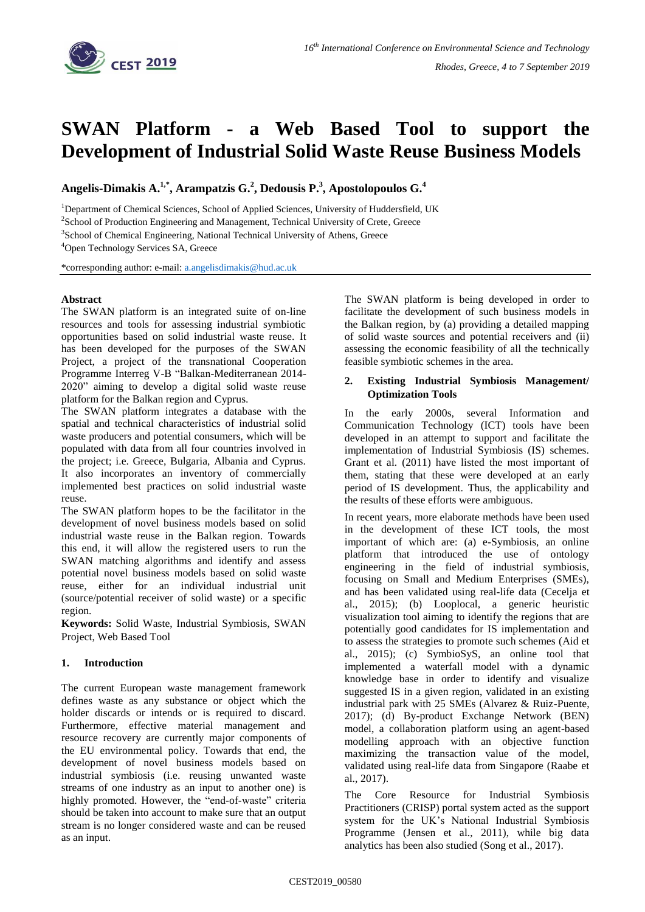# SWAN Platform - a Web Based Tool to support the Development of Industrial Solid Waste Reuse Business Models

**Angelis-Dimakis A.[1,*], Arampatzis G.[2], Dedousis P.[3], Apostolopoulos G.[4]**

[1]Department of Chemical Sciences, School of Applied Sciences, University of Huddersfield, UK

[2]School of Production Engineering and Management, Technical University of Crete, Greece

[3]School of Chemical Engineering, National Technical University of Athens, Greece

[4]Open Technology Services SA, Greece

*corresponding author: e-mail: a.angelisdimakis@hud.ac.uk

## Abstract

The SWAN platform is an integrated suite of on-line resources and tools for assessing industrial symbiotic opportunities based on solid industrial waste reuse. It has been developed for the purposes of the SWAN Project, a project of the transnational Cooperation Programme Interreg V-B "Balkan-Mediterranean 2014-2020" aiming to develop a digital solid waste reuse platform for the Balkan region and Cyprus.

The SWAN platform integrates a database with the spatial and technical characteristics of industrial solid waste producers and potential consumers, which will be populated with data from all four countries involved in the project; i.e. Greece, Bulgaria, Albania and Cyprus. It also incorporates an inventory of commercially implemented best practices on solid industrial waste reuse.

The SWAN platform hopes to be the facilitator in the development of novel business models based on solid industrial waste reuse in the Balkan region. Towards this end, it will allow the registered users to run the SWAN matching algorithms and identify and assess potential novel business models based on solid waste reuse, either for an individual industrial unit (source/potential receiver of solid waste) or a specific region.

**Keywords:** Solid Waste, Industrial Symbiosis, SWAN Project, Web Based Tool

## 1. Introduction

The current European waste management framework defines waste as any substance or object which the holder discards or intends or is required to discard. Furthermore, effective material management and resource recovery are currently major components of the EU environmental policy. Towards that end, the development of novel business models based on industrial symbiosis (i.e. reusing unwanted waste streams of one industry as an input to another one) is highly promoted. However, the "end-of-waste" criteria should be taken into account to make sure that an output stream is no longer considered waste and can be reused as an input.

The SWAN platform is being developed in order to facilitate the development of such business models in the Balkan region, by (a) providing a detailed mapping of solid waste sources and potential receivers and (ii) assessing the economic feasibility of all the technically feasible symbiotic schemes in the area.

## 2. Existing Industrial Symbiosis Management/ Optimization Tools

In the early 2000s, several Information and Communication Technology (ICT) tools have been developed in an attempt to support and facilitate the implementation of Industrial Symbiosis (IS) schemes. Grant et al. (2011) have listed the most important of them, stating that these were developed at an early period of IS development. Thus, the applicability and the results of these efforts were ambiguous.

In recent years, more elaborate methods have been used in the development of these ICT tools, the most important of which are: (a) e-Symbiosis, an online platform that introduced the use of ontology engineering in the field of industrial symbiosis, focusing on Small and Medium Enterprises (SMEs), and has been validated using real-life data (Cecelja et al., 2015); (b) Looplocal, a generic heuristic visualization tool aiming to identify the regions that are potentially good candidates for IS implementation and to assess the strategies to promote such schemes (Aid et al., 2015); (c) SymbioSyS, an online tool that implemented a waterfall model with a dynamic knowledge base in order to identify and visualize suggested IS in a given region, validated in an existing industrial park with 25 SMEs (Alvarez & Ruiz-Puente, 2017); (d) By-product Exchange Network (BEN) model, a collaboration platform using an agent-based modelling approach with an objective function maximizing the transaction value of the model, validated using real-life data from Singapore (Raabe et al., 2017).

The Core Resource for Industrial Symbiosis Practitioners (CRISP) portal system acted as the support system for the UK's National Industrial Symbiosis Programme (Jensen et al., 2011), while big data analytics has been also studied (Song et al., 2017).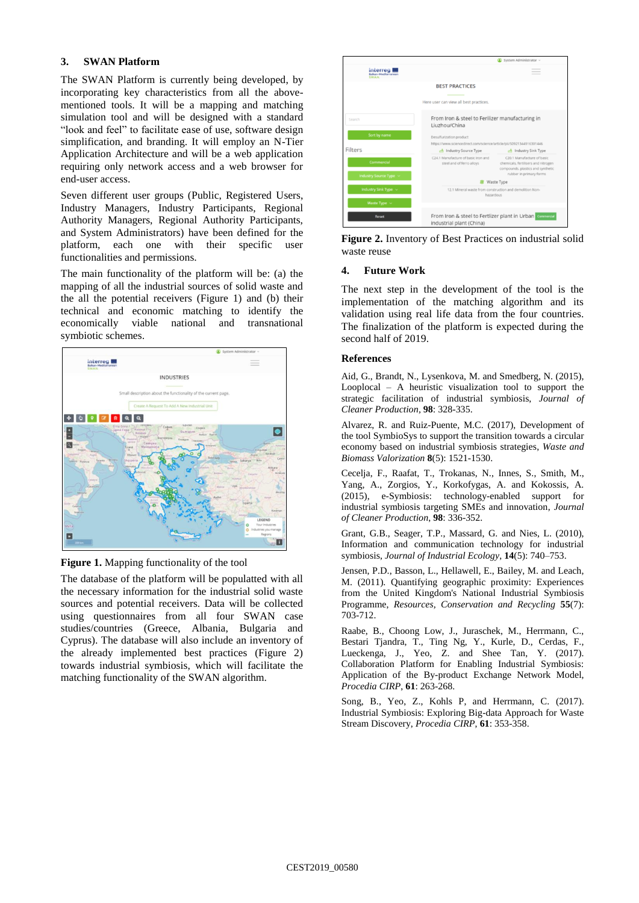## 3. SWAN Platform

The SWAN Platform is currently being developed, by incorporating key characteristics from all the above-mentioned tools. It will be a mapping and matching simulation tool and will be designed with a standard "look and feel" to facilitate ease of use, software design simplification, and branding. It will employ an N-Tier Application Architecture and will be a web application requiring only network access and a web browser for end-user access.

Seven different user groups (Public, Registered Users, Industry Managers, Industry Participants, Regional Authority Managers, Regional Authority Participants, and System Administrators) have been defined for the platform, each one with their specific user functionalities and permissions.

The main functionality of the platform will be: (a) the mapping of all the industrial sources of solid waste and the all the potential receivers (Figure 1) and (b) their technical and economic matching to identify the economically viable national and transnational symbiotic schemes.

**Figure 1.** Mapping functionality of the tool

The database of the platform will be populatted with all the necessary information for the industrial solid waste sources and potential receivers. Data will be collected using questionnaires from all four SWAN case studies/countries (Greece, Albania, Bulgaria and Cyprus). The database will also include an inventory of the already implemented best practices (Figure 2) towards industrial symbiosis, which will facilitate the matching functionality of the SWAN algorithm.

**Figure 2.** Inventory of Best Practices on industrial solid waste reuse

## 4. Future Work

The next step in the development of the tool is the implementation of the matching algorithm and its validation using real life data from the four countries. The finalization of the platform is expected during the second half of 2019.

## References

Aid, G., Brandt, N., Lysenkova, M. and Smedberg, N. (2015), Looplocal – A heuristic visualization tool to support the strategic facilitation of industrial symbiosis, *Journal of Cleaner Production*, **98**: 328-335.

Alvarez, R. and Ruiz-Puente, M.C. (2017), Development of the tool SymbioSys to support the transition towards a circular economy based on industrial symbiosis strategies, *Waste and Biomass Valorization* **8**(5): 1521-1530.

Cecelja, F., Raafat, T., Trokanas, N., Innes, S., Smith, M., Yang, A., Zorgios, Y., Korkofygas, A. and Kokossis, A. (2015), e-Symbiosis: technology-enabled support for industrial symbiosis targeting SMEs and innovation, *Journal of Cleaner Production*, **98**: 336-352.

Grant, G.B., Seager, T.P., Massard, G. and Nies, L. (2010), Information and communication technology for industrial symbiosis, *Journal of Industrial Ecology*, **14**(5): 740–753.

Jensen, P.D., Basson, L., Hellawell, E., Bailey, M. and Leach, M. (2011). Quantifying geographic proximity: Experiences from the United Kingdom's National Industrial Symbiosis Programme, *Resources, Conservation and Recycling* **55**(7): 703-712.

Raabe, B., Choong Low, J., Juraschek, M., Herrmann, C., Bestari Tjandra, T., Ting Ng, Y., Kurle, D., Cerdas, F., Lueckenga, J., Yeo, Z. and Shee Tan, Y. (2017). Collaboration Platform for Enabling Industrial Symbiosis: Application of the By-product Exchange Network Model, *Procedia CIRP*, **61**: 263-268.

Song, B., Yeo, Z., Kohls P, and Herrmann, C. (2017). Industrial Symbiosis: Exploring Big-data Approach for Waste Stream Discovery, *Procedia CIRP*, **61**: 353-358.